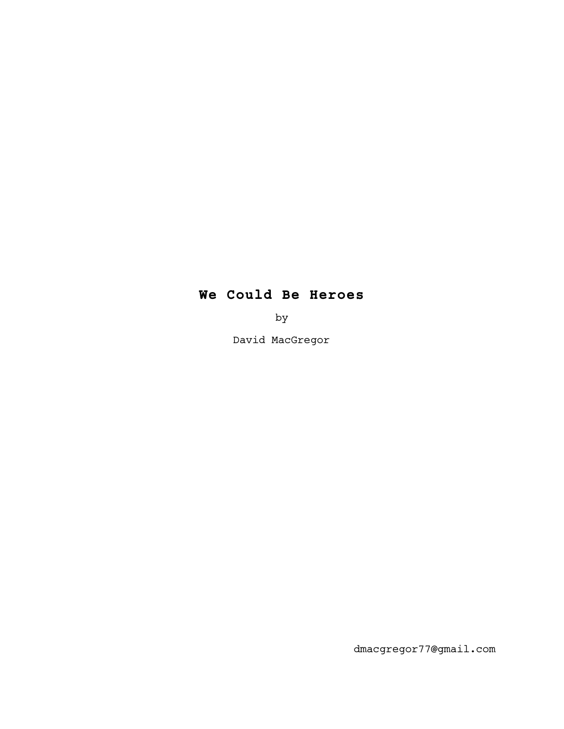# We Could Be Heroes

by

David MacGregor

dmacgregor77@gmail.com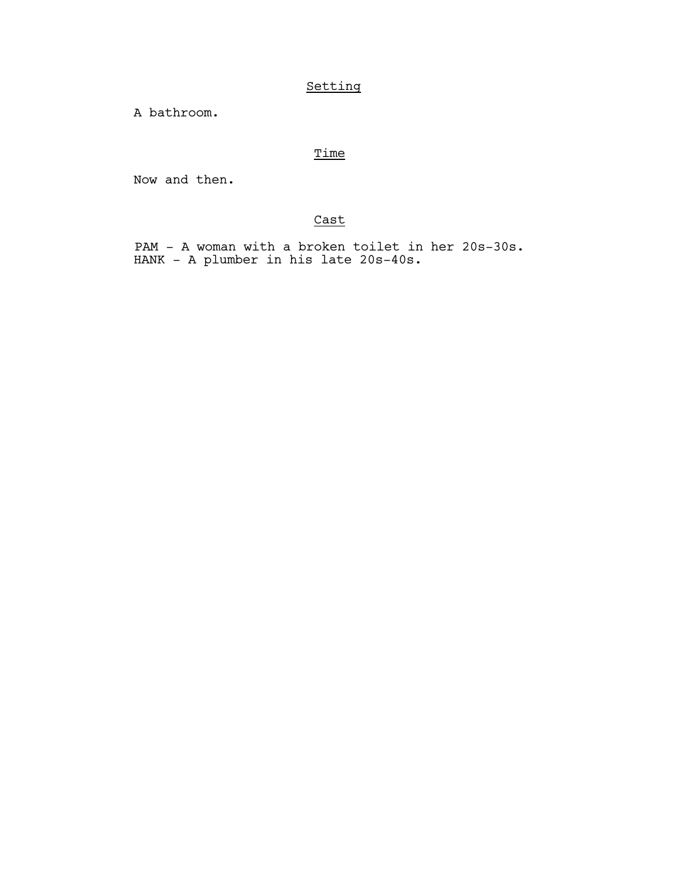## Setting

A bathroom.

## Time

Now and then.

## Cast

PAM - A woman with a broken toilet in her 20s-30s.
HANK - A plumber in his late 20s-40s.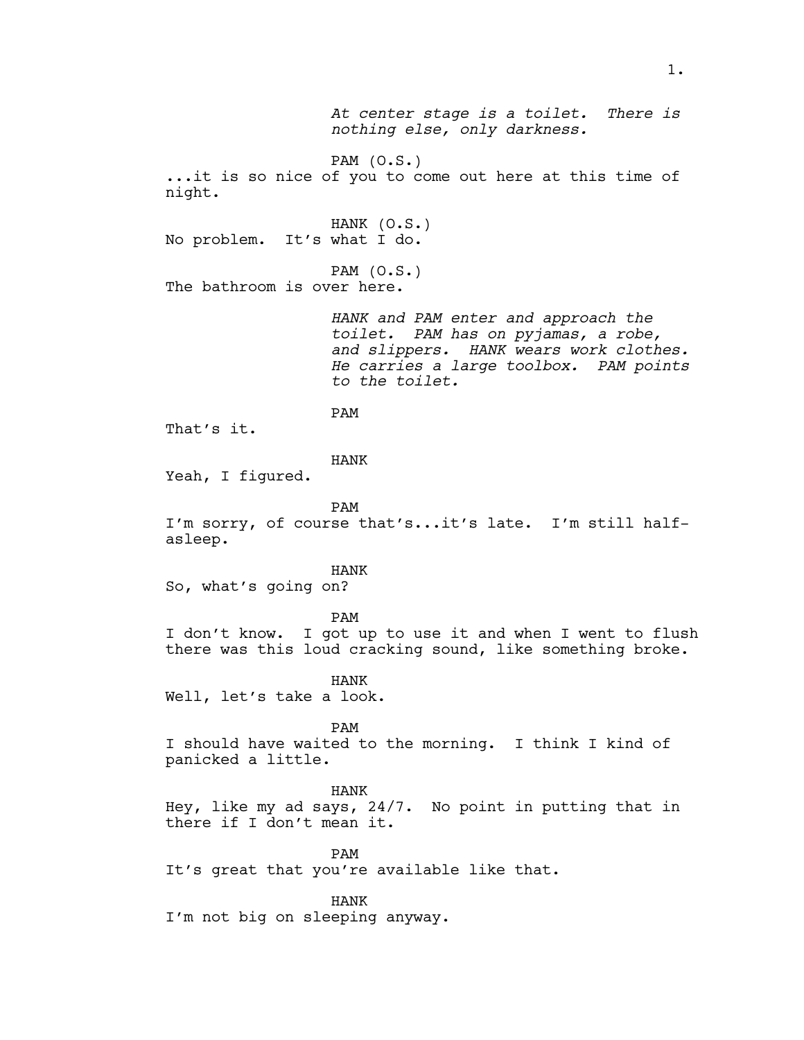*At center stage is a toilet. There is nothing else, only darkness.*

PAM (O.S.)
...it is so nice of you to come out here at this time of night.

HANK (O.S.)
No problem. It's what I do.

PAM (O.S.)
The bathroom is over here.

*HANK and PAM enter and approach the toilet. PAM has on pyjamas, a robe, and slippers. HANK wears work clothes. He carries a large toolbox. PAM points to the toilet.*

PAM
That's it.

HANK
Yeah, I figured.

PAM
I'm sorry, of course that's...it's late. I'm still half-asleep.

HANK
So, what's going on?

PAM
I don't know. I got up to use it and when I went to flush there was this loud cracking sound, like something broke.

HANK
Well, let's take a look.

PAM
I should have waited to the morning. I think I kind of panicked a little.

HANK
Hey, like my ad says, 24/7. No point in putting that in there if I don't mean it.

PAM
It's great that you're available like that.

HANK
I'm not big on sleeping anyway.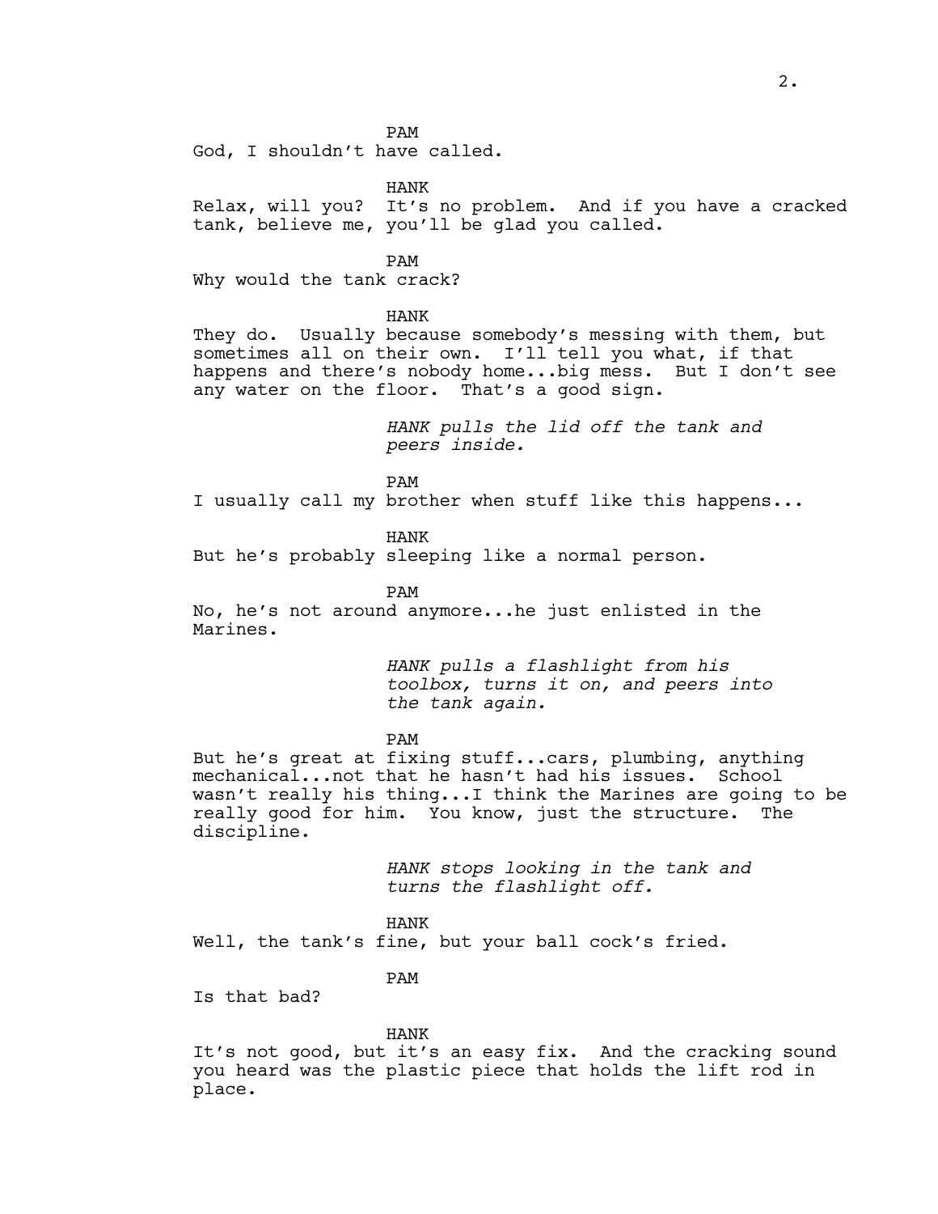PAM

God, I shouldn't have called.

HANK

Relax, will you? It's no problem. And if you have a cracked tank, believe me, you'll be glad you called.

PAM

Why would the tank crack?

HANK

They do. Usually because somebody's messing with them, but sometimes all on their own. I'll tell you what, if that happens and there's nobody home...big mess. But I don't see any water on the floor. That's a good sign.

*HANK pulls the lid off the tank and peers inside.*

PAM

I usually call my brother when stuff like this happens...

HANK

But he's probably sleeping like a normal person.

PAM

No, he's not around anymore...he just enlisted in the Marines.

*HANK pulls a flashlight from his toolbox, turns it on, and peers into the tank again.*

PAM

But he's great at fixing stuff...cars, plumbing, anything mechanical...not that he hasn't had his issues. School wasn't really his thing...I think the Marines are going to be really good for him. You know, just the structure. The discipline.

*HANK stops looking in the tank and turns the flashlight off.*

HANK

Well, the tank's fine, but your ball cock's fried.

PAM

Is that bad?

HANK

It's not good, but it's an easy fix. And the cracking sound you heard was the plastic piece that holds the lift rod in place.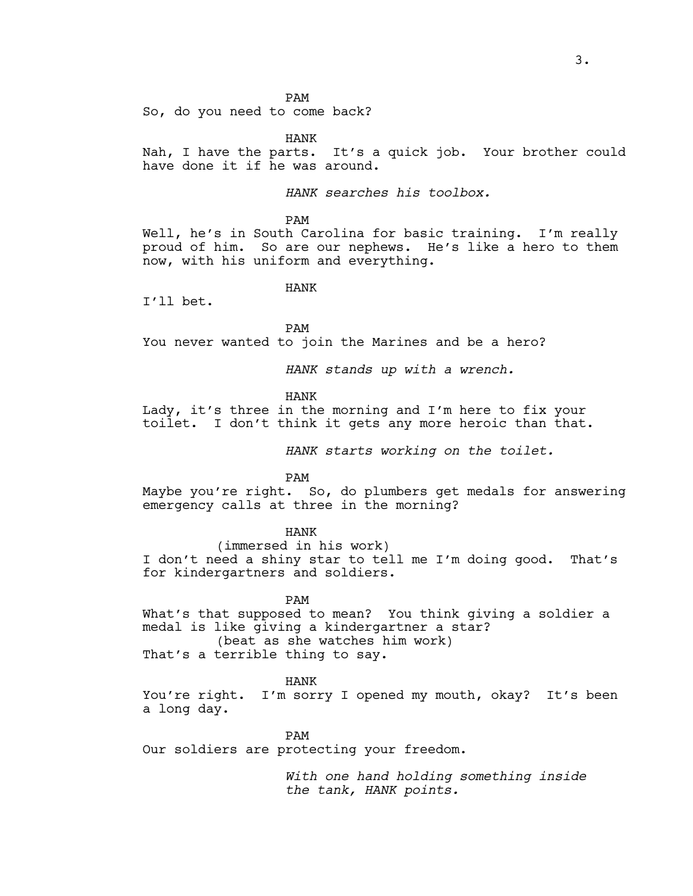PAM

So, do you need to come back?

HANK

Nah, I have the parts. It's a quick job. Your brother could have done it if he was around.

*HANK searches his toolbox.*

PAM

Well, he's in South Carolina for basic training. I'm really proud of him. So are our nephews. He's like a hero to them now, with his uniform and everything.

HANK

I'll bet.

PAM

You never wanted to join the Marines and be a hero?

*HANK stands up with a wrench.*

HANK

Lady, it's three in the morning and I'm here to fix your toilet. I don't think it gets any more heroic than that.

*HANK starts working on the toilet.*

PAM

Maybe you're right. So, do plumbers get medals for answering emergency calls at three in the morning?

HANK

(immersed in his work)

I don't need a shiny star to tell me I'm doing good. That's for kindergartners and soldiers.

PAM

What's that supposed to mean? You think giving a soldier a medal is like giving a kindergartner a star?

(beat as she watches him work)

That's a terrible thing to say.

HANK

You're right. I'm sorry I opened my mouth, okay? It's been a long day.

PAM

Our soldiers are protecting your freedom.

*With one hand holding something inside the tank, HANK points.*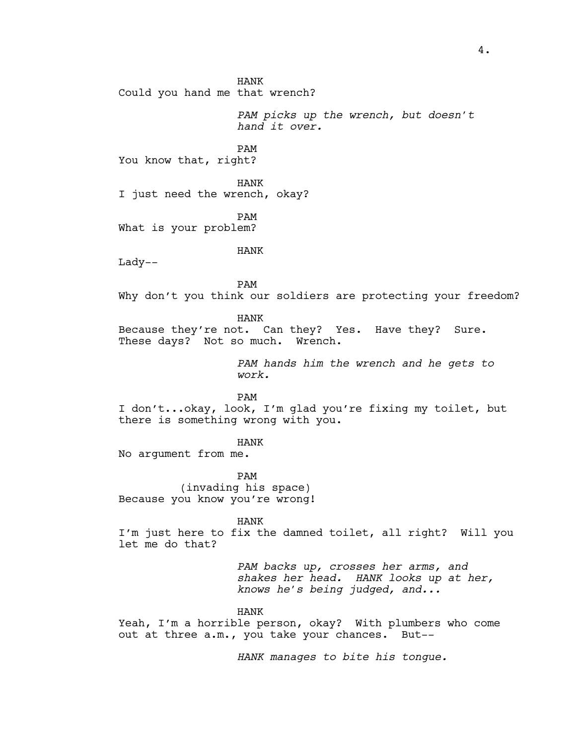HANK

Could you hand me that wrench?

*PAM picks up the wrench, but doesn't hand it over.*

PAM

You know that, right?

HANK

I just need the wrench, okay?

PAM

What is your problem?

HANK

Lady--

PAM

Why don't you think our soldiers are protecting your freedom?

HANK

Because they're not. Can they? Yes. Have they? Sure. These days? Not so much. Wrench.

*PAM hands him the wrench and he gets to work.*

PAM

I don't...okay, look, I'm glad you're fixing my toilet, but there is something wrong with you.

HANK

No argument from me.

PAM

(invading his space)

Because you know you're wrong!

HANK

I'm just here to fix the damned toilet, all right? Will you let me do that?

*PAM backs up, crosses her arms, and shakes her head. HANK looks up at her, knows he's being judged, and...*

HANK

Yeah, I'm a horrible person, okay? With plumbers who come out at three a.m., you take your chances. But--

*HANK manages to bite his tongue.*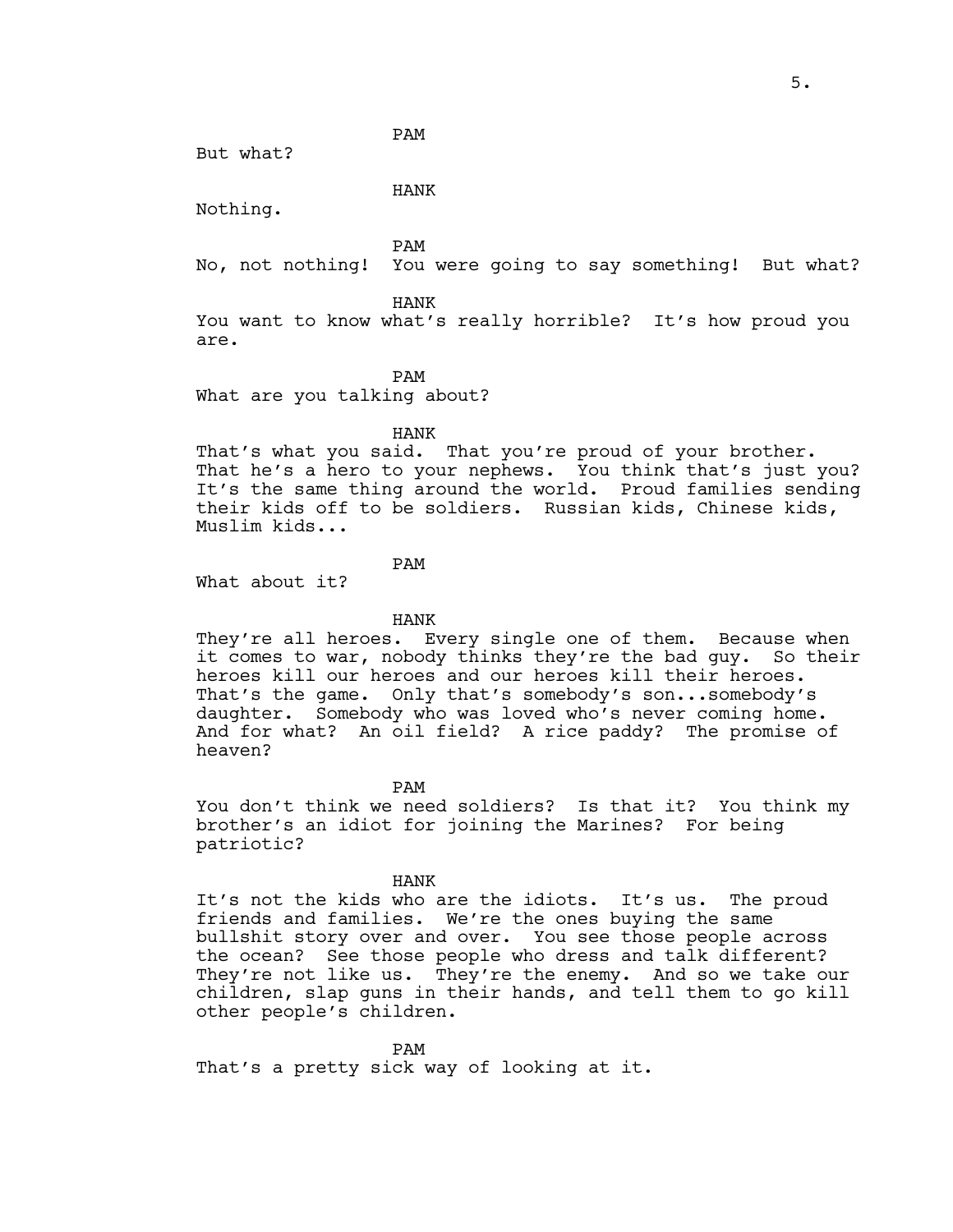PAM

But what?

HANK

Nothing.

PAM

No, not nothing! You were going to say something! But what?

HANK

You want to know what's really horrible? It's how proud you are.

PAM

What are you talking about?

HANK

That's what you said. That you're proud of your brother. That he's a hero to your nephews. You think that's just you? It's the same thing around the world. Proud families sending their kids off to be soldiers. Russian kids, Chinese kids, Muslim kids...

PAM

What about it?

HANK

They're all heroes. Every single one of them. Because when it comes to war, nobody thinks they're the bad guy. So their heroes kill our heroes and our heroes kill their heroes. That's the game. Only that's somebody's son...somebody's daughter. Somebody who was loved who's never coming home. And for what? An oil field? A rice paddy? The promise of heaven?

PAM

You don't think we need soldiers? Is that it? You think my brother's an idiot for joining the Marines? For being patriotic?

HANK

It's not the kids who are the idiots. It's us. The proud friends and families. We're the ones buying the same bullshit story over and over. You see those people across the ocean? See those people who dress and talk different? They're not like us. They're the enemy. And so we take our children, slap guns in their hands, and tell them to go kill other people's children.

PAM

That's a pretty sick way of looking at it.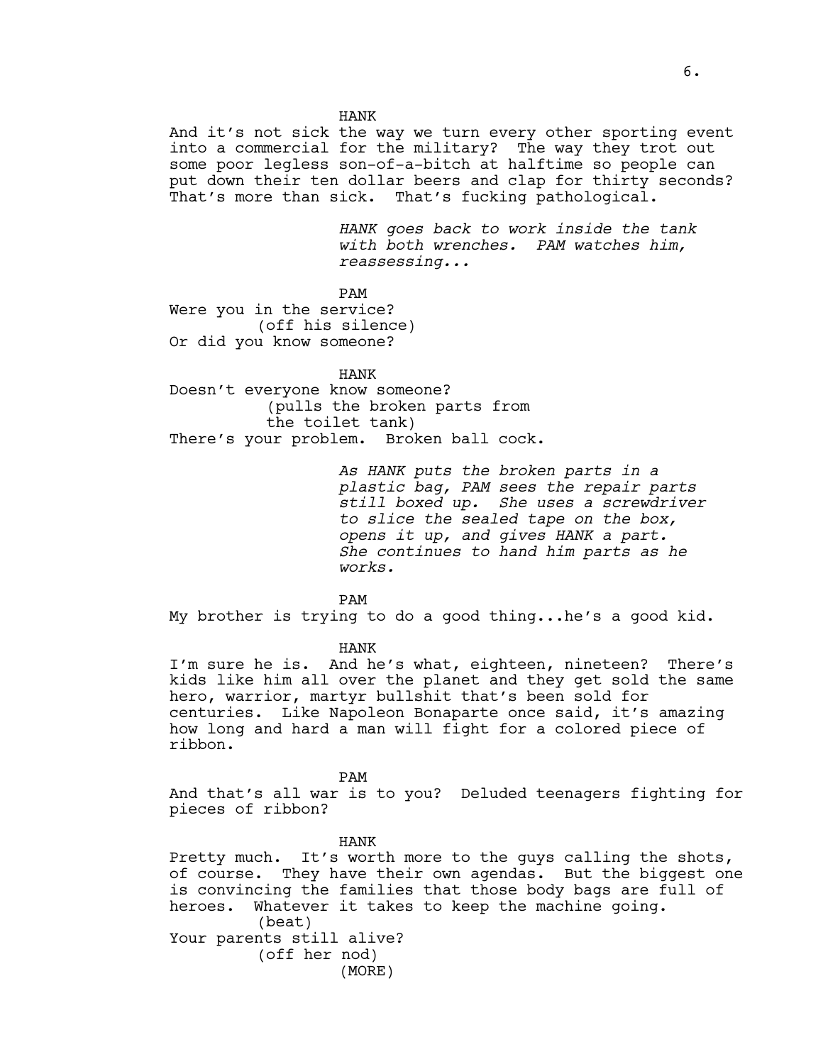HANK

And it's not sick the way we turn every other sporting event into a commercial for the military? The way they trot out some poor legless son-of-a-bitch at halftime so people can put down their ten dollar beers and clap for thirty seconds? That's more than sick. That's fucking pathological.

*HANK goes back to work inside the tank with both wrenches. PAM watches him, reassessing...*

PAM

Were you in the service?
(off his silence)
Or did you know someone?

HANK

Doesn't everyone know someone?
(pulls the broken parts from the toilet tank)
There's your problem. Broken ball cock.

*As HANK puts the broken parts in a plastic bag, PAM sees the repair parts still boxed up. She uses a screwdriver to slice the sealed tape on the box, opens it up, and gives HANK a part. She continues to hand him parts as he works.*

PAM

My brother is trying to do a good thing...he's a good kid.

HANK

I'm sure he is. And he's what, eighteen, nineteen? There's kids like him all over the planet and they get sold the same hero, warrior, martyr bullshit that's been sold for centuries. Like Napoleon Bonaparte once said, it's amazing how long and hard a man will fight for a colored piece of ribbon.

PAM

And that's all war is to you? Deluded teenagers fighting for pieces of ribbon?

HANK

Pretty much. It's worth more to the guys calling the shots, of course. They have their own agendas. But the biggest one is convincing the families that those body bags are full of heroes. Whatever it takes to keep the machine going.
(beat)
Your parents still alive?
(off her nod)
(MORE)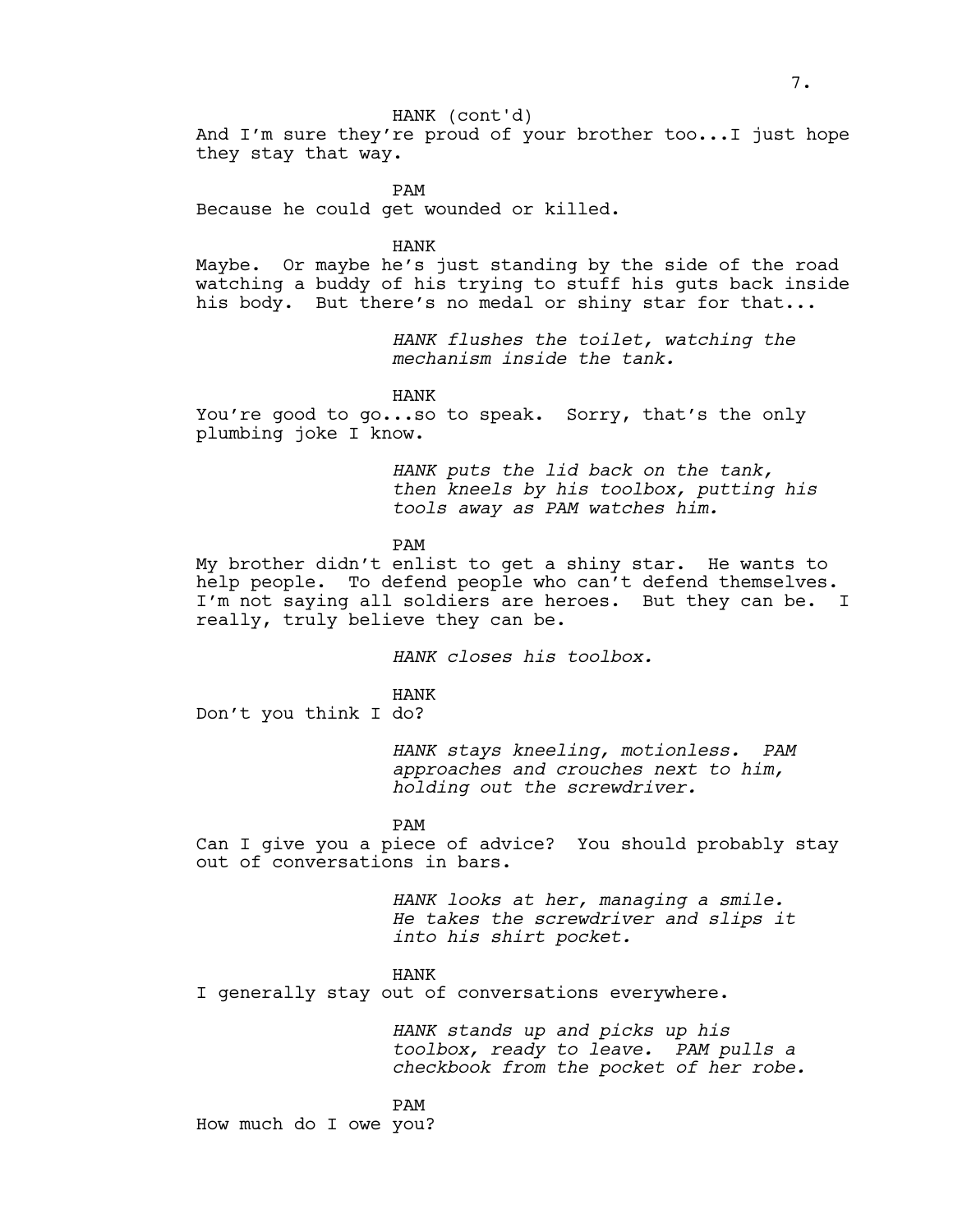HANK (cont'd)

And I'm sure they're proud of your brother too...I just hope they stay that way.

PAM

Because he could get wounded or killed.

HANK

Maybe. Or maybe he's just standing by the side of the road watching a buddy of his trying to stuff his guts back inside his body. But there's no medal or shiny star for that...

*HANK flushes the toilet, watching the mechanism inside the tank.*

HANK

You're good to go...so to speak. Sorry, that's the only plumbing joke I know.

*HANK puts the lid back on the tank, then kneels by his toolbox, putting his tools away as PAM watches him.*

PAM

My brother didn't enlist to get a shiny star. He wants to help people. To defend people who can't defend themselves. I'm not saying all soldiers are heroes. But they can be. I really, truly believe they can be.

*HANK closes his toolbox.*

HANK

Don't you think I do?

*HANK stays kneeling, motionless. PAM approaches and crouches next to him, holding out the screwdriver.*

PAM

Can I give you a piece of advice? You should probably stay out of conversations in bars.

*HANK looks at her, managing a smile. He takes the screwdriver and slips it into his shirt pocket.*

HANK

I generally stay out of conversations everywhere.

*HANK stands up and picks up his toolbox, ready to leave. PAM pulls a checkbook from the pocket of her robe.*

PAM

How much do I owe you?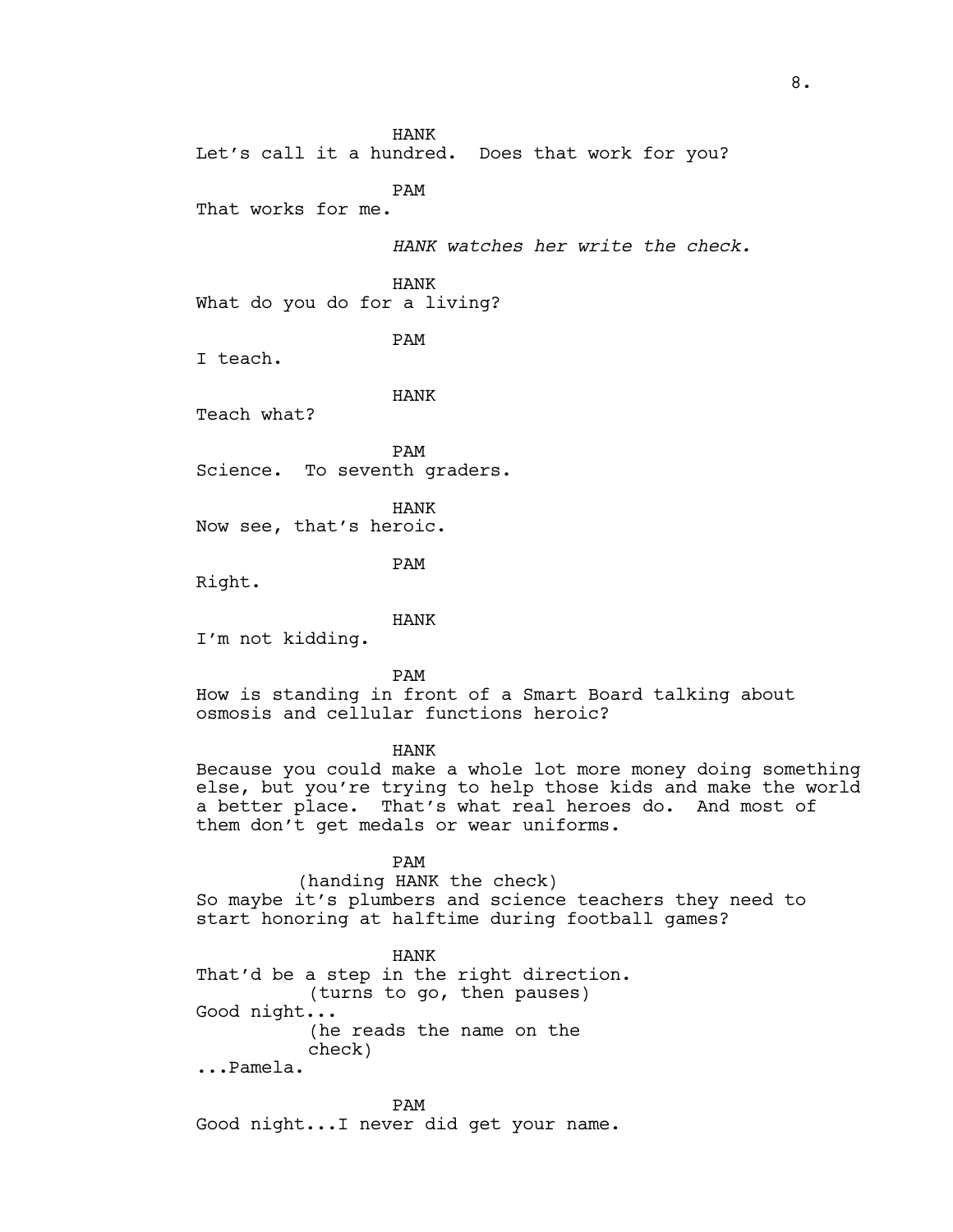HANK
Let's call it a hundred. Does that work for you?

PAM
That works for me.

*HANK watches her write the check.*

HANK
What do you do for a living?

PAM
I teach.

HANK
Teach what?

PAM
Science. To seventh graders.

HANK
Now see, that's heroic.

PAM
Right.

HANK
I'm not kidding.

PAM
How is standing in front of a Smart Board talking about osmosis and cellular functions heroic?

HANK
Because you could make a whole lot more money doing something else, but you're trying to help those kids and make the world a better place. That's what real heroes do. And most of them don't get medals or wear uniforms.

PAM
(handing HANK the check)
So maybe it's plumbers and science teachers they need to start honoring at halftime during football games?

HANK
That'd be a step in the right direction.
(turns to go, then pauses)
Good night...
(he reads the name on the check)
...Pamela.

PAM
Good night...I never did get your name.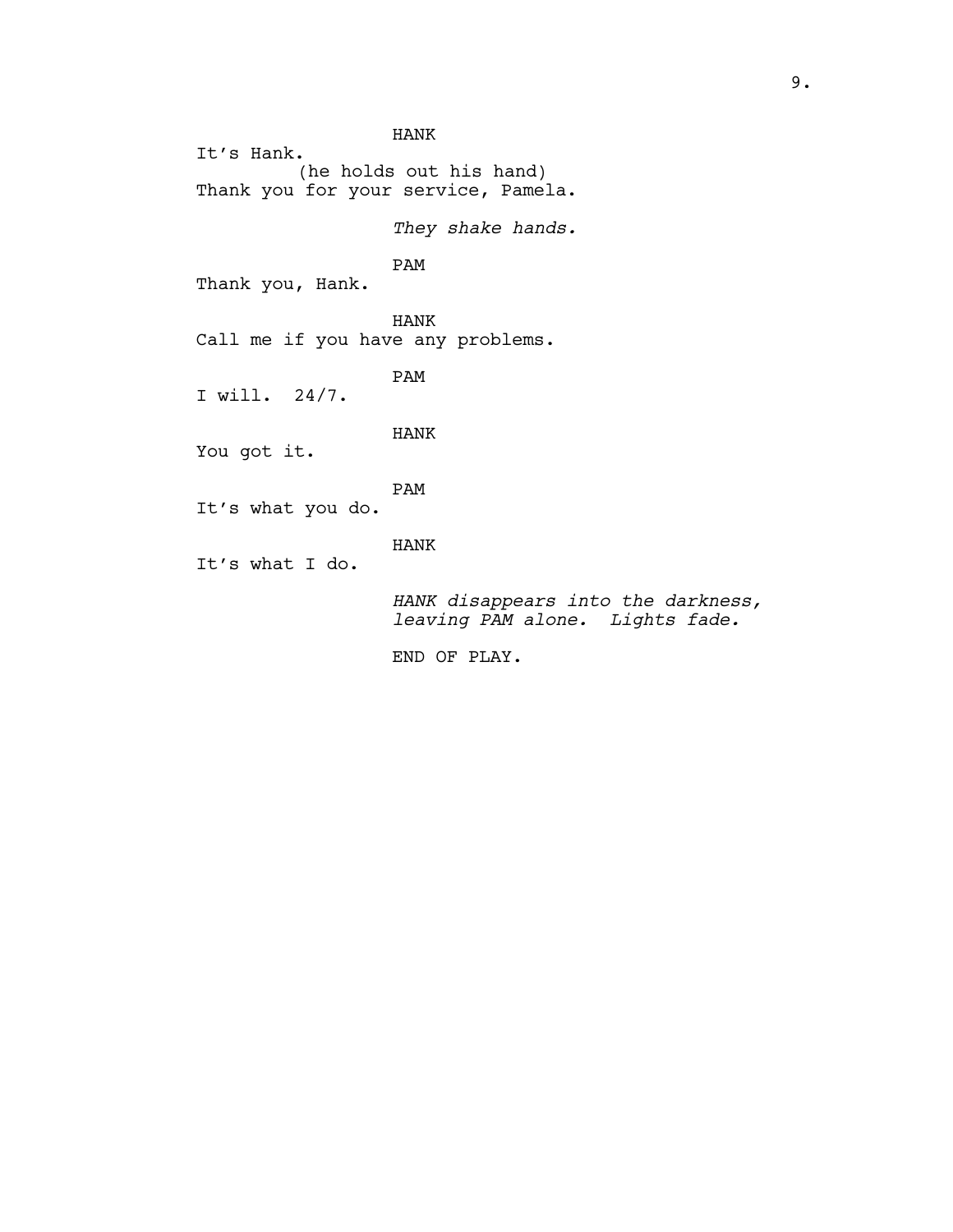HANK

It's Hank.

(he holds out his hand)

Thank you for your service, Pamela.

*They shake hands.*

PAM

Thank you, Hank.

HANK

Call me if you have any problems.

PAM

I will.  24/7.

HANK

You got it.

PAM

It's what you do.

HANK

It's what I do.

*HANK disappears into the darkness, leaving PAM alone.  Lights fade.*

END OF PLAY.